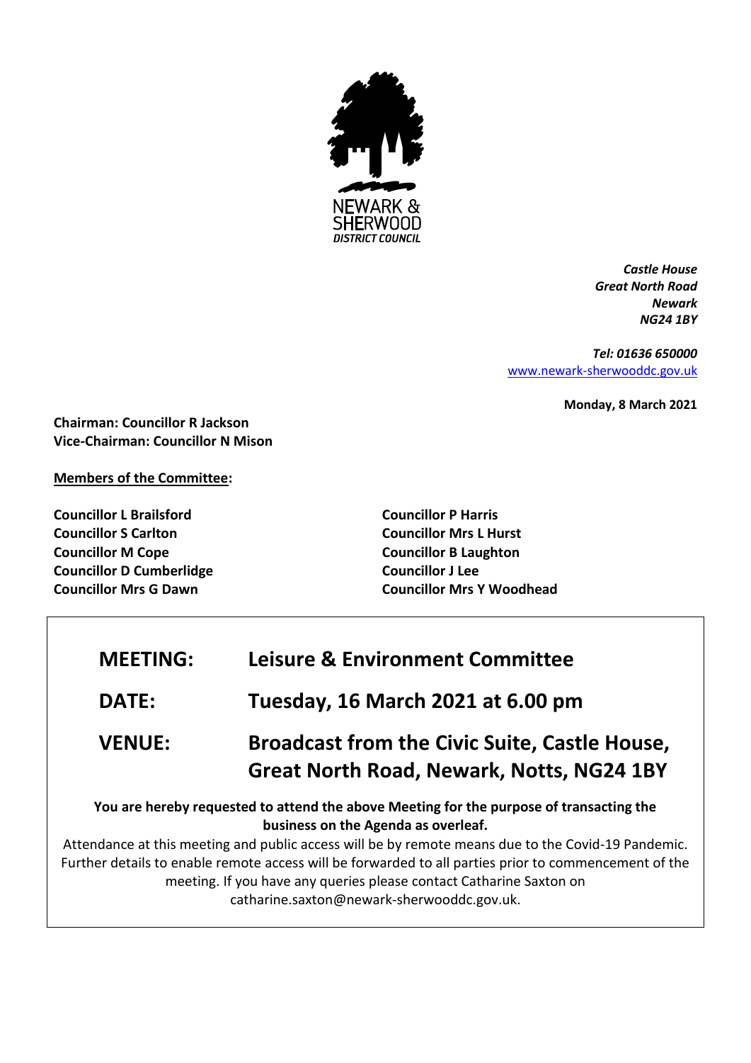NEWARK & SHERWOOD DISTRICT COUNCIL

*Castle House*
*Great North Road*
*Newark*
*NG24 1BY*

*Tel: 01636 650000*
[www.newark-sherwooddc.gov.uk](http://www.newark-sherwooddc.gov.uk)

**Monday, 8 March 2021**

**Chairman: Councillor R Jackson**
**Vice-Chairman: Councillor N Mison**

**Members of the Committee:**

**Councillor L Brailsford**
**Councillor S Carlton**
**Councillor M Cope**
**Councillor D Cumberlidge**
**Councillor Mrs G Dawn**
**Councillor P Harris**
**Councillor Mrs L Hurst**
**Councillor B Laughton**
**Councillor J Lee**
**Councillor Mrs Y Woodhead**

| | |
|---|---|
| **MEETING:** | **Leisure & Environment Committee** |
| **DATE:** | **Tuesday, 16 March 2021 at 6.00 pm** |
| **VENUE:** | **Broadcast from the Civic Suite, Castle House, Great North Road, Newark, Notts, NG24 1BY** |

**You are hereby requested to attend the above Meeting for the purpose of transacting the business on the Agenda as overleaf.**

Attendance at this meeting and public access will be by remote means due to the Covid-19 Pandemic. Further details to enable remote access will be forwarded to all parties prior to commencement of the meeting. If you have any queries please contact Catharine Saxton on catharine.saxton@newark-sherwooddc.gov.uk.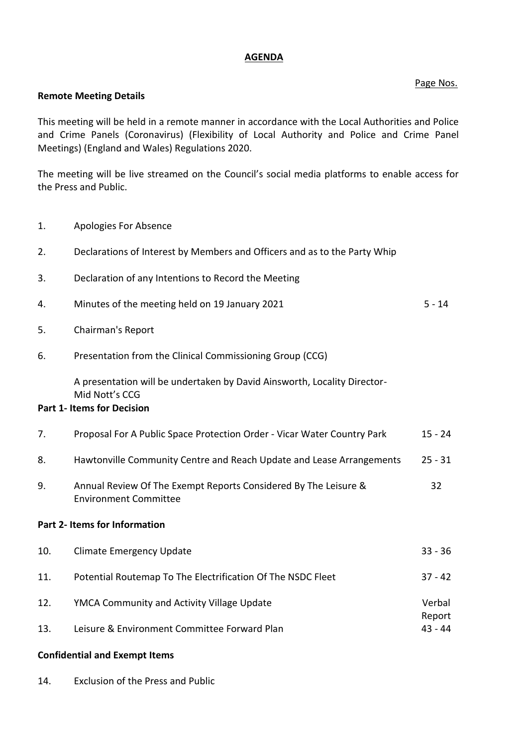# AGENDA

Page Nos.

**Remote Meeting Details**

This meeting will be held in a remote manner in accordance with the Local Authorities and Police and Crime Panels (Coronavirus) (Flexibility of Local Authority and Police and Crime Panel Meetings) (England and Wales) Regulations 2020.

The meeting will be live streamed on the Council's social media platforms to enable access for the Press and Public.

| | | |
|---|---|---|
| 1. | Apologies For Absence | |
| 2. | Declarations of Interest by Members and Officers and as to the Party Whip | |
| 3. | Declaration of any Intentions to Record the Meeting | |
| 4. | Minutes of the meeting held on 19 January 2021 | 5 - 14 |
| 5. | Chairman's Report | |
| 6. | Presentation from the Clinical Commissioning Group (CCG)<br><br>A presentation will be undertaken by David Ainsworth, Locality Director-Mid Nott's CCG | |

**Part 1- Items for Decision**

| | | |
|---|---|---|
| 7. | Proposal For A Public Space Protection Order - Vicar Water Country Park | 15 - 24 |
| 8. | Hawtonville Community Centre and Reach Update and Lease Arrangements | 25 - 31 |
| 9. | Annual Review Of The Exempt Reports Considered By The Leisure & Environment Committee | 32 |

**Part 2- Items for Information**

| | | |
|---|---|---|
| 10. | Climate Emergency Update | 33 - 36 |
| 11. | Potential Routemap To The Electrification Of The NSDC Fleet | 37 - 42 |
| 12. | YMCA Community and Activity Village Update | Verbal Report |
| 13. | Leisure & Environment Committee Forward Plan | 43 - 44 |

**Confidential and Exempt Items**

| | | |
|---|---|---|
| 14. | Exclusion of the Press and Public | |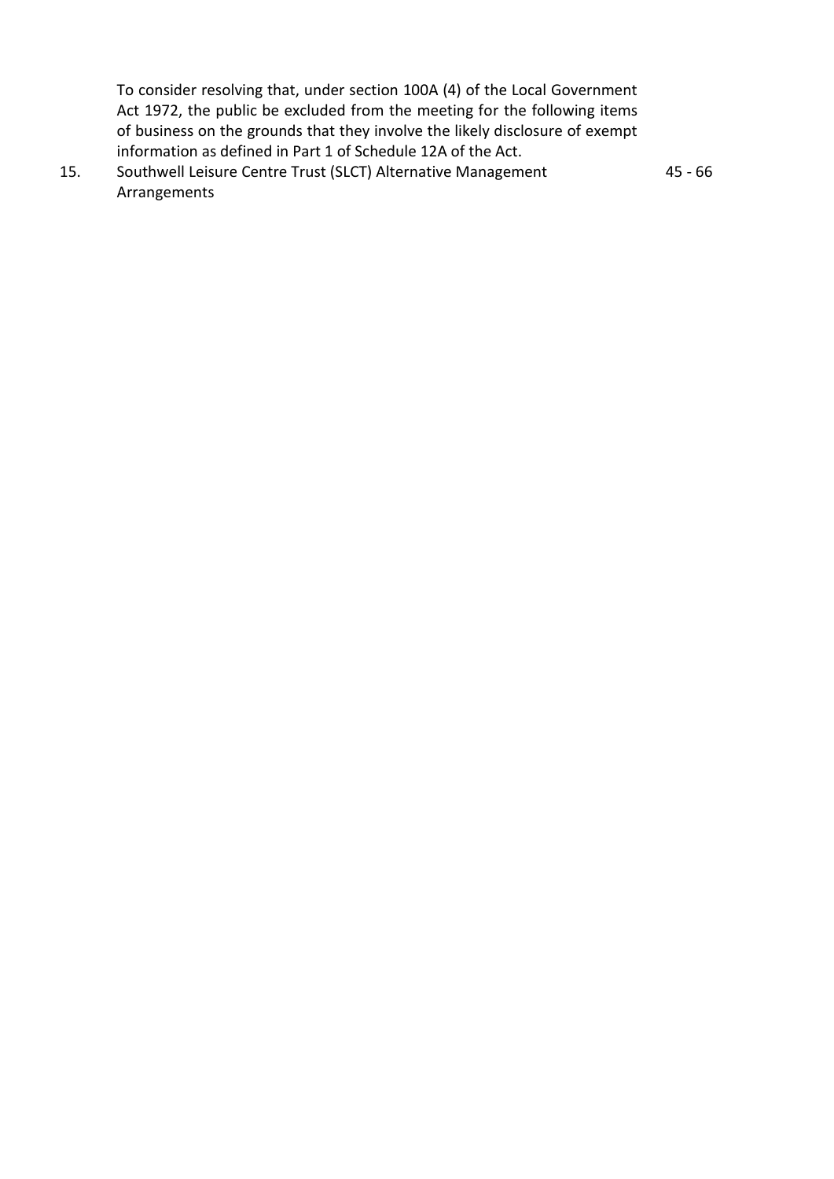To consider resolving that, under section 100A (4) of the Local Government Act 1972, the public be excluded from the meeting for the following items of business on the grounds that they involve the likely disclosure of exempt information as defined in Part 1 of Schedule 12A of the Act.

| | | |
|---|---|---|
| 15. | Southwell Leisure Centre Trust (SLCT) Alternative Management Arrangements | 45 - 66 |